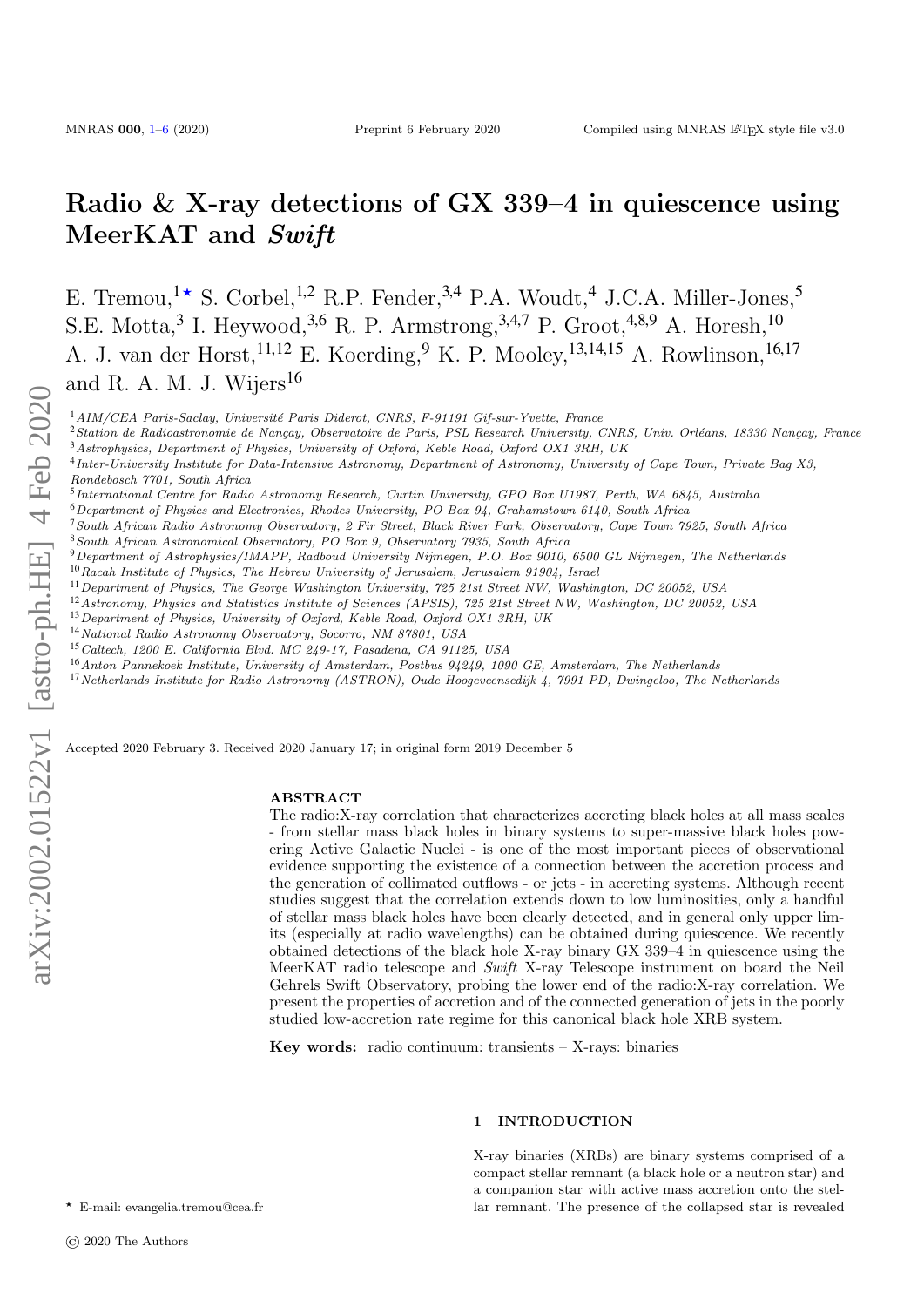# Radio & X-ray detections of GX 339–4 in quiescence using MeerKAT and *Swift*

E. Tremou,[1⋆] S. Corbel,[1,2] R.P. Fender,[3,4] P.A. Woudt,[4] J.C.A. Miller-Jones,[5] S.E. Motta,[3] I. Heywood,[3,6] R. P. Armstrong,[3,4,7] P. Groot,[4,8,9] A. Horesh,[10] A. J. van der Horst,[11,12] E. Koerding,[9] K. P. Mooley,[13,14,15] A. Rowlinson,[16,17] and R. A. M. J. Wijers[16]

[1] *AIM/CEA Paris-Saclay, Université Paris Diderot, CNRS, F-91191 Gif-sur-Yvette, France*
[2] *Station de Radioastronomie de Nançay, Observatoire de Paris, PSL Research University, CNRS, Univ. Orléans, 18330 Nançay, France*
[3] *Astrophysics, Department of Physics, University of Oxford, Keble Road, Oxford OX1 3RH, UK*
[4] *Inter-University Institute for Data-Intensive Astronomy, Department of Astronomy, University of Cape Town, Private Bag X3, Rondebosch 7701, South Africa*
[5] *International Centre for Radio Astronomy Research, Curtin University, GPO Box U1987, Perth, WA 6845, Australia*
[6] *Department of Physics and Electronics, Rhodes University, PO Box 94, Grahamstown 6140, South Africa*
[7] *South African Radio Astronomy Observatory, 2 Fir Street, Black River Park, Observatory, Cape Town 7925, South Africa*
[8] *South African Astronomical Observatory, PO Box 9, Observatory 7935, South Africa*
[9] *Department of Astrophysics/IMAPP, Radboud University Nijmegen, P.O. Box 9010, 6500 GL Nijmegen, The Netherlands*
[10] *Racah Institute of Physics, The Hebrew University of Jerusalem, Jerusalem 91904, Israel*
[11] *Department of Physics, The George Washington University, 725 21st Street NW, Washington, DC 20052, USA*
[12] *Astronomy, Physics and Statistics Institute of Sciences (APSIS), 725 21st Street NW, Washington, DC 20052, USA*
[13] *Department of Physics, University of Oxford, Keble Road, Oxford OX1 3RH, UK*
[14] *National Radio Astronomy Observatory, Socorro, NM 87801, USA*
[15] *Caltech, 1200 E. California Blvd. MC 249-17, Pasadena, CA 91125, USA*
[16] *Anton Pannekoek Institute, University of Amsterdam, Postbus 94249, 1090 GE, Amsterdam, The Netherlands*
[17] *Netherlands Institute for Radio Astronomy (ASTRON), Oude Hoogeveensedijk 4, 7991 PD, Dwingeloo, The Netherlands*

Accepted 2020 February 3. Received 2020 January 17; in original form 2019 December 5

## ABSTRACT

The radio:X-ray correlation that characterizes accreting black holes at all mass scales - from stellar mass black holes in binary systems to super-massive black holes powering Active Galactic Nuclei - is one of the most important pieces of observational evidence supporting the existence of a connection between the accretion process and the generation of collimated outflows - or jets - in accreting systems. Although recent studies suggest that the correlation extends down to low luminosities, only a handful of stellar mass black holes have been clearly detected, and in general only upper limits (especially at radio wavelengths) can be obtained during quiescence. We recently obtained detections of the black hole X-ray binary GX 339–4 in quiescence using the MeerKAT radio telescope and *Swift* X-ray Telescope instrument on board the Neil Gehrels Swift Observatory, probing the lower end of the radio:X-ray correlation. We present the properties of accretion and of the connected generation of jets in the poorly studied low-accretion rate regime for this canonical black hole XRB system.

**Key words:** radio continuum: transients – X-rays: binaries

## 1 INTRODUCTION

X-ray binaries (XRBs) are binary systems comprised of a compact stellar remnant (a black hole or a neutron star) and a companion star with active mass accretion onto the stellar remnant. The presence of the collapsed star is revealed

⋆ E-mail: evangelia.tremou@cea.fr

© 2020 The Authors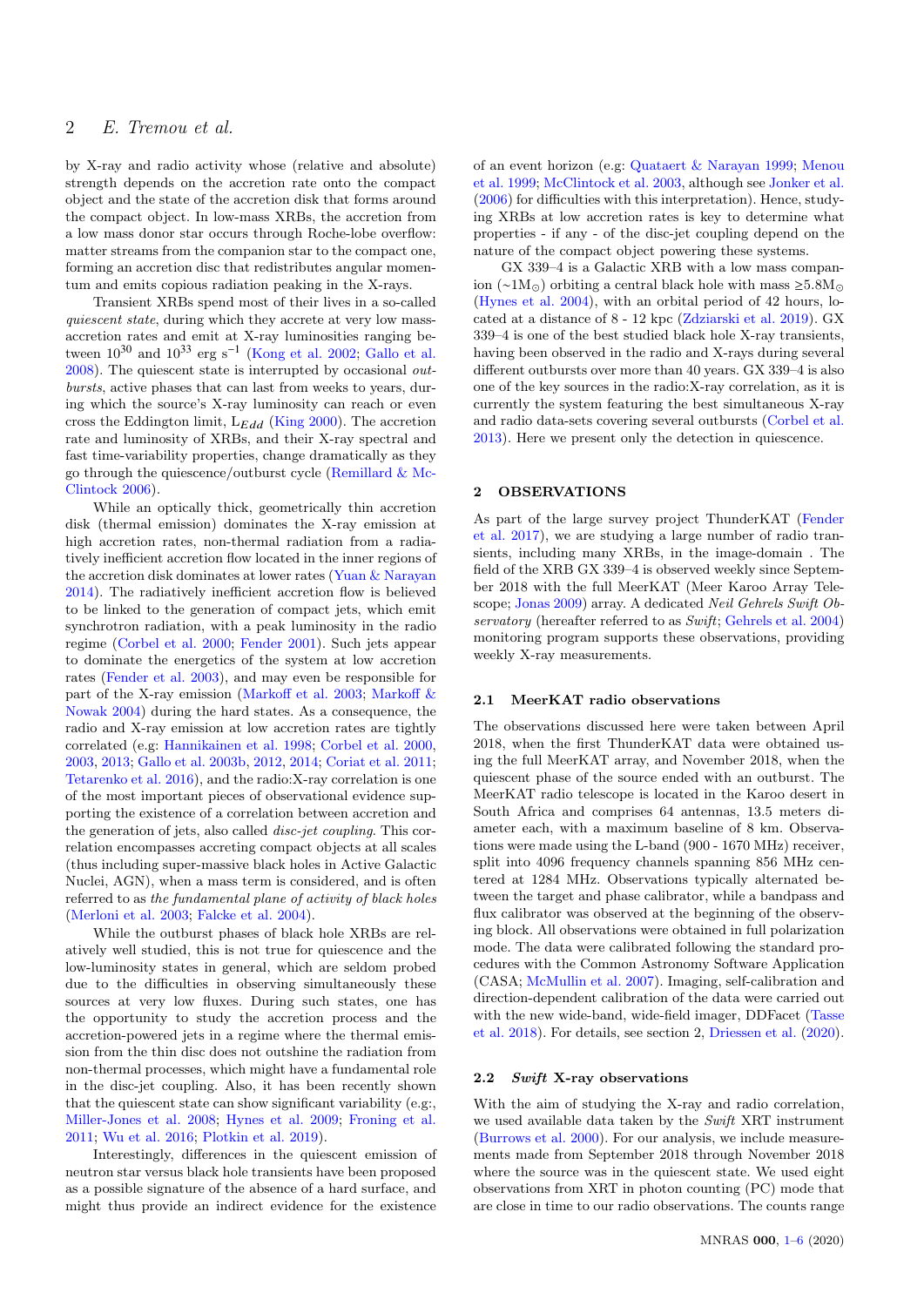by X-ray and radio activity whose (relative and absolute) strength depends on the accretion rate onto the compact object and the state of the accretion disk that forms around the compact object. In low-mass XRBs, the accretion from a low mass donor star occurs through Roche-lobe overflow: matter streams from the companion star to the compact one, forming an accretion disc that redistributes angular momentum and emits copious radiation peaking in the X-rays.

Transient XRBs spend most of their lives in a so-called *quiescent state*, during which they accrete at very low mass-accretion rates and emit at X-ray luminosities ranging between $10^{30}$ and $10^{33}$ erg s$^{-1}$ (Kong et al. 2002; Gallo et al. 2008). The quiescent state is interrupted by occasional *outbursts*, active phases that can last from weeks to years, during which the source's X-ray luminosity can reach or even cross the Eddington limit, $L_{Edd}$ (King 2000). The accretion rate and luminosity of XRBs, and their X-ray spectral and fast time-variability properties, change dramatically as they go through the quiescence/outburst cycle (Remillard & McClintock 2006).

While an optically thick, geometrically thin accretion disk (thermal emission) dominates the X-ray emission at high accretion rates, non-thermal radiation from a radiatively inefficient accretion flow located in the inner regions of the accretion disk dominates at lower rates (Yuan & Narayan 2014). The radiatively inefficient accretion flow is believed to be linked to the generation of compact jets, which emit synchrotron radiation, with a peak luminosity in the radio regime (Corbel et al. 2000; Fender 2001). Such jets appear to dominate the energetics of the system at low accretion rates (Fender et al. 2003), and may even be responsible for part of the X-ray emission (Markoff et al. 2003; Markoff & Nowak 2004) during the hard states. As a consequence, the radio and X-ray emission at low accretion rates are tightly correlated (e.g: Hannikainen et al. 1998; Corbel et al. 2000, 2003, 2013; Gallo et al. 2003b, 2012, 2014; Coriat et al. 2011; Tetarenko et al. 2016), and the radio:X-ray correlation is one of the most important pieces of observational evidence supporting the existence of a correlation between accretion and the generation of jets, also called *disc-jet coupling*. This correlation encompasses accreting compact objects at all scales (thus including super-massive black holes in Active Galactic Nuclei, AGN), when a mass term is considered, and is often referred to as *the fundamental plane of activity of black holes* (Merloni et al. 2003; Falcke et al. 2004).

While the outburst phases of black hole XRBs are relatively well studied, this is not true for quiescence and the low-luminosity states in general, which are seldom probed due to the difficulties in observing simultaneously these sources at very low fluxes. During such states, one has the opportunity to study the accretion process and the accretion-powered jets in a regime where the thermal emission from the thin disc does not outshine the radiation from non-thermal processes, which might have a fundamental role in the disc-jet coupling. Also, it has been recently shown that the quiescent state can show significant variability (e.g:, Miller-Jones et al. 2008; Hynes et al. 2009; Froning et al. 2011; Wu et al. 2016; Plotkin et al. 2019).

Interestingly, differences in the quiescent emission of neutron star versus black hole transients have been proposed as a possible signature of the absence of a hard surface, and might thus provide an indirect evidence for the existence of an event horizon (e.g: Quataert & Narayan 1999; Menou et al. 1999; McClintock et al. 2003, although see Jonker et al. (2006) for difficulties with this interpretation). Hence, studying XRBs at low accretion rates is key to determine what properties - if any - of the disc-jet coupling depend on the nature of the compact object powering these systems.

GX 339–4 is a Galactic XRB with a low mass companion (∼1M$_\odot$) orbiting a central black hole with mass ≥5.8M$_\odot$ (Hynes et al. 2004), with an orbital period of 42 hours, located at a distance of 8 - 12 kpc (Zdziarski et al. 2019). GX 339–4 is one of the best studied black hole X-ray transients, having been observed in the radio and X-rays during several different outbursts over more than 40 years. GX 339–4 is also one of the key sources in the radio:X-ray correlation, as it is currently the system featuring the best simultaneous X-ray and radio data-sets covering several outbursts (Corbel et al. 2013). Here we present only the detection in quiescence.

## 2 OBSERVATIONS

As part of the large survey project ThunderKAT (Fender et al. 2017), we are studying a large number of radio transients, including many XRBs, in the image-domain . The field of the XRB GX 339–4 is observed weekly since September 2018 with the full MeerKAT (Meer Karoo Array Telescope; Jonas 2009) array. A dedicated *Neil Gehrels Swift Observatory* (hereafter referred to as *Swift*; Gehrels et al. 2004) monitoring program supports these observations, providing weekly X-ray measurements.

### 2.1 MeerKAT radio observations

The observations discussed here were taken between April 2018, when the first ThunderKAT data were obtained using the full MeerKAT array, and November 2018, when the quiescent phase of the source ended with an outburst. The MeerKAT radio telescope is located in the Karoo desert in South Africa and comprises 64 antennas, 13.5 meters diameter each, with a maximum baseline of 8 km. Observations were made using the L-band (900 - 1670 MHz) receiver, split into 4096 frequency channels spanning 856 MHz centered at 1284 MHz. Observations typically alternated between the target and phase calibrator, while a bandpass and flux calibrator was observed at the beginning of the observing block. All observations were obtained in full polarization mode. The data were calibrated following the standard procedures with the Common Astronomy Software Application (CASA; McMullin et al. 2007). Imaging, self-calibration and direction-dependent calibration of the data were carried out with the new wide-band, wide-field imager, DDFacet (Tasse et al. 2018). For details, see section 2, Driessen et al. (2020).

### 2.2 *Swift* X-ray observations

With the aim of studying the X-ray and radio correlation, we used available data taken by the *Swift* XRT instrument (Burrows et al. 2000). For our analysis, we include measurements made from September 2018 through November 2018 where the source was in the quiescent state. We used eight observations from XRT in photon counting (PC) mode that are close in time to our radio observations. The counts range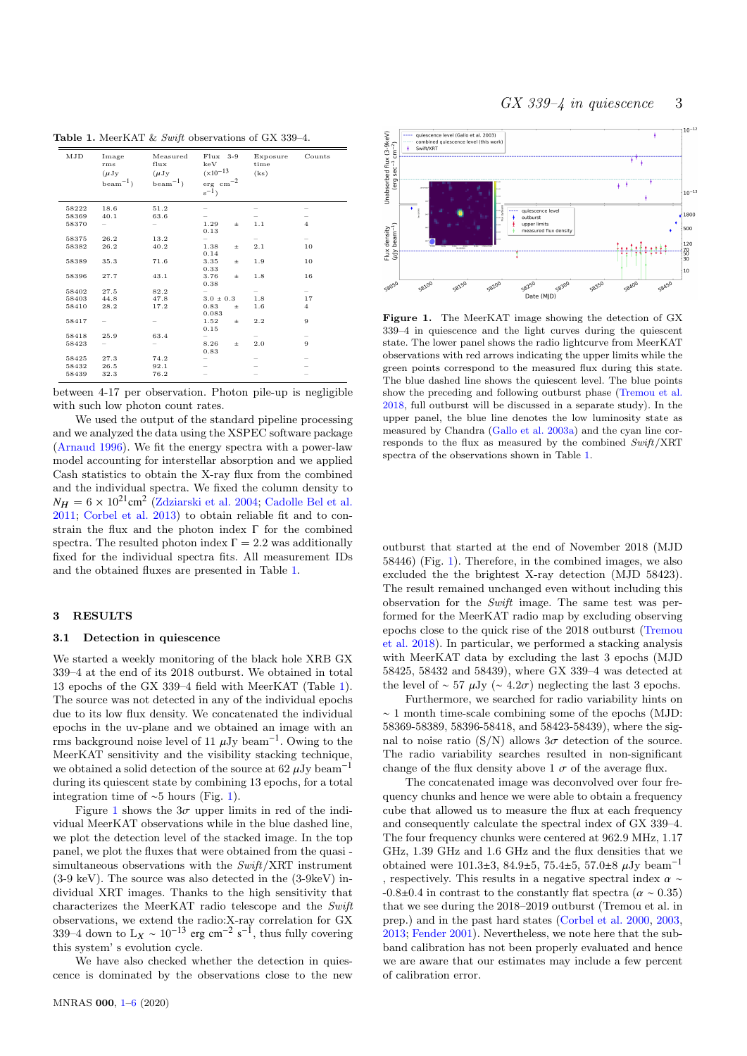**Table 1.** MeerKAT & *Swift* observations of GX 339–4.

| MJD | Image rms ($\mu$Jy beam$^{-1}$) | Measured flux ($\mu$Jy beam$^{-1}$) | Flux 3-9 keV ($\times 10^{-13}$ erg cm$^{-2}$ s$^{-1}$) | Exposure time (ks) | Counts |
|---|---|---|---|---|---|
| 58222 | 18.6 | 51.2 | – | – | – |
| 58369 | 40.1 | 63.6 | – | – | – |
| 58370 | – | – | 1.29 ± 0.13 | 1.1 | 4 |
| 58375 | 26.2 | 13.2 | – | – | – |
| 58382 | 26.2 | 40.2 | 1.38 ± 0.14 | 2.1 | 10 |
| 58389 | 35.3 | 71.6 | 3.35 ± 0.33 | 1.9 | 10 |
| 58396 | 27.7 | 43.1 | 3.76 ± 0.38 | 1.8 | 16 |
| 58402 | 27.5 | 82.2 | – | – | – |
| 58403 | 44.8 | 47.8 | 3.0 ± 0.3 | 1.8 | 17 |
| 58410 | 28.2 | 17.2 | 0.83 ± 0.083 | 1.6 | 4 |
| 58417 | – | – | 1.52 ± 0.15 | 2.2 | 9 |
| 58418 | 25.9 | 63.4 | – | – | – |
| 58423 | – | – | 8.26 ± 0.83 | 2.0 | 9 |
| 58425 | 27.3 | 74.2 | – | – | – |
| 58432 | 26.5 | 92.1 | – | – | – |
| 58439 | 32.3 | 76.2 | – | – | – |

between 4-17 per observation. Photon pile-up is negligible with such low photon count rates.

We used the output of the standard pipeline processing and we analyzed the data using the XSPEC software package (Arnaud 1996). We fit the energy spectra with a power-law model accounting for interstellar absorption and we applied Cash statistics to obtain the X-ray flux from the combined and the individual spectra. We fixed the column density to $N_H = 6 \times 10^{21}$cm$^2$ (Zdziarski et al. 2004; Cadolle Bel et al. 2011; Corbel et al. 2013) to obtain reliable fit and to constrain the flux and the photon index $\Gamma$ for the combined spectra. The resulted photon index $\Gamma = 2.2$ was additionally fixed for the individual spectra fits. All measurement IDs and the obtained fluxes are presented in Table 1.

## 3 RESULTS

### 3.1 Detection in quiescence

We started a weekly monitoring of the black hole XRB GX 339–4 at the end of its 2018 outburst. We obtained in total 13 epochs of the GX 339–4 field with MeerKAT (Table 1). The source was not detected in any of the individual epochs due to its low flux density. We concatenated the individual epochs in the uv-plane and we obtained an image with an rms background noise level of 11 $\mu$Jy beam$^{-1}$. Owing to the MeerKAT sensitivity and the visibility stacking technique, we obtained a solid detection of the source at 62 $\mu$Jy beam$^{-1}$ during its quiescent state by combining 13 epochs, for a total integration time of ~5 hours (Fig. 1).

Figure 1 shows the 3$\sigma$ upper limits in red of the individual MeerKAT observations while in the blue dashed line, we plot the detection level of the stacked image. In the top panel, we plot the fluxes that were obtained from the quasi - simultaneous observations with the *Swift*/XRT instrument (3-9 keV). The source was also detected in the (3-9keV) individual XRT images. Thanks to the high sensitivity that characterizes the MeerKAT radio telescope and the *Swift* observations, we extend the radio:X-ray correlation for GX 339–4 down to L$_X$ ~ $10^{-13}$ erg cm$^{-2}$ s$^{-1}$, thus fully covering this system' s evolution cycle.

We have also checked whether the detection in quiescence is dominated by the observations close to the new outburst that started at the end of November 2018 (MJD 58446) (Fig. 1). Therefore, in the combined images, we also excluded the the brightest X-ray detection (MJD 58423). The result remained unchanged even without including this observation for the *Swift* image. The same test was performed for the MeerKAT radio map by excluding observing epochs close to the quick rise of the 2018 outburst (Tremou et al. 2018). In particular, we performed a stacking analysis with MeerKAT data by excluding the last 3 epochs (MJD 58425, 58432 and 58439), where GX 339–4 was detected at the level of ~ 57 $\mu$Jy (~ 4.2$\sigma$) neglecting the last 3 epochs.

Figure 1. The MeerKAT image showing the detection of GX 339–4 in quiescence and the light curves during the quiescent state. The lower panel shows the radio lightcurve from MeerKAT observations with red arrows indicating the upper limits while the green points correspond to the measured flux during this state. The blue dashed line shows the quiescent level. The blue points show the preceding and following outburst phase (Tremou et al. 2018, full outburst will be discussed in a separate study). In the upper panel, the blue line denotes the low luminosity state as measured by Chandra (Gallo et al. 2003a) and the cyan line corresponds to the flux as measured by the combined *Swift*/XRT spectra of the observations shown in Table 1.

Furthermore, we searched for radio variability hints on ~ 1 month time-scale combining some of the epochs (MJD: 58369-58389, 58396-58418, and 58423-58439), where the signal to noise ratio (S/N) allows 3$\sigma$ detection of the source. The radio variability searches resulted in non-significant change of the flux density above 1 $\sigma$ of the average flux.

The concatenated image was deconvolved over four frequency chunks and hence we were able to obtain a frequency cube that allowed us to measure the flux at each frequency and consequently calculate the spectral index of GX 339–4. The four frequency chunks were centered at 962.9 MHz, 1.17 GHz, 1.39 GHz and 1.6 GHz and the flux densities that we obtained were 101.3±3, 84.9±5, 75.4±5, 57.0±8 $\mu$Jy beam$^{-1}$ , respectively. This results in a negative spectral index $\alpha$ ~ -0.8±0.4 in contrast to the constantly flat spectra ($\alpha$ ~ 0.35) that we see during the 2018–2019 outburst (Tremou et al. in prep.) and in the past hard states (Corbel et al. 2000, 2003, 2013; Fender 2001). Nevertheless, we note here that the sub-band calibration has not been properly evaluated and hence we are aware that our estimates may include a few percent of calibration error.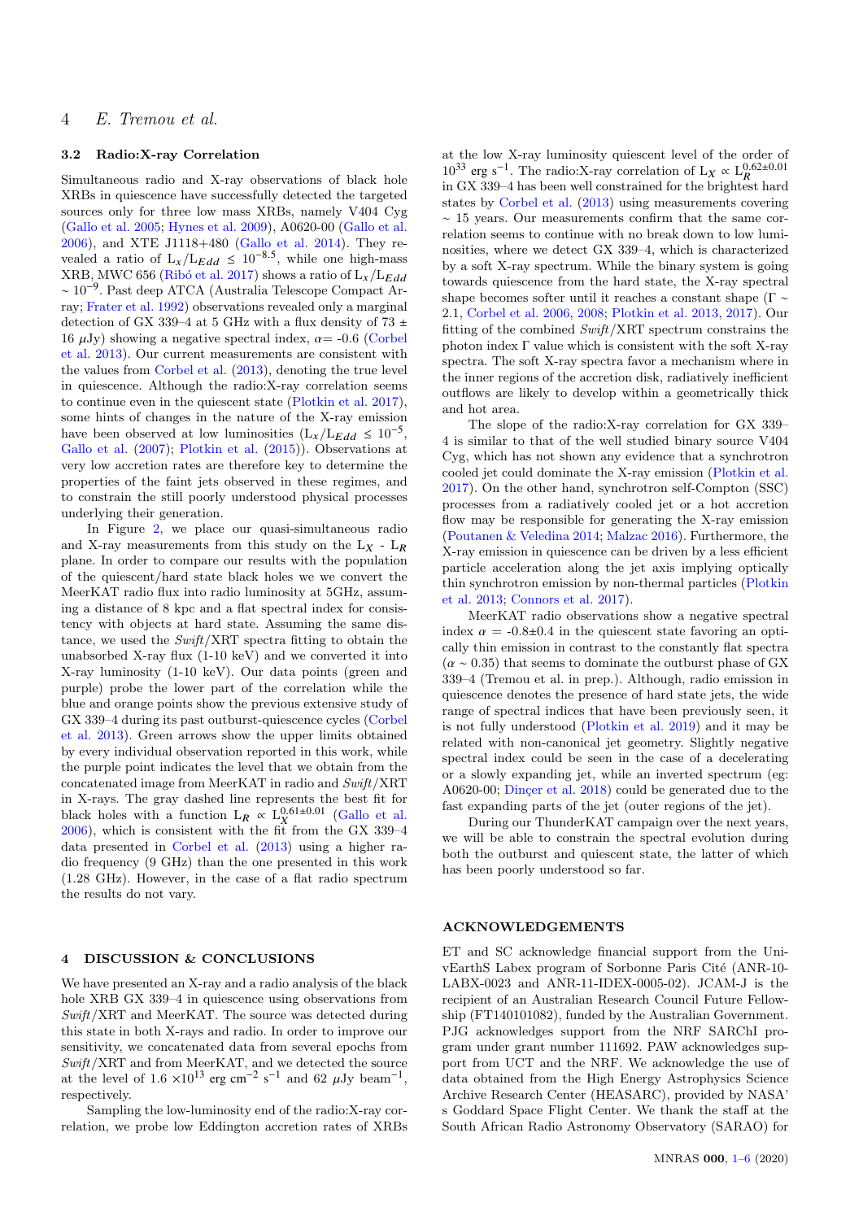### 3.2 Radio:X-ray Correlation

Simultaneous radio and X-ray observations of black hole XRBs in quiescence have successfully detected the targeted sources only for three low mass XRBs, namely V404 Cyg (Gallo et al. 2005; Hynes et al. 2009), A0620-00 (Gallo et al. 2006), and XTE J1118+480 (Gallo et al. 2014). They revealed a ratio of $L_x/L_{Edd} \leq 10^{-8.5}$, while one high-mass XRB, MWC 656 (Ribó et al. 2017) shows a ratio of $L_x/L_{Edd} \sim 10^{-9}$. Past deep ATCA (Australia Telescope Compact Array; Frater et al. 1992) observations revealed only a marginal detection of GX 339–4 at 5 GHz with a flux density of 73 ± 16 $\mu$Jy) showing a negative spectral index, $\alpha$= -0.6 (Corbel et al. 2013). Our current measurements are consistent with the values from Corbel et al. (2013), denoting the true level in quiescence. Although the radio:X-ray correlation seems to continue even in the quiescent state (Plotkin et al. 2017), some hints of changes in the nature of the X-ray emission have been observed at low luminosities ($L_x/L_{Edd} \leq 10^{-5}$, Gallo et al. (2007); Plotkin et al. (2015)). Observations at very low accretion rates are therefore key to determine the properties of the faint jets observed in these regimes, and to constrain the still poorly understood physical processes underlying their generation.

In Figure 2, we place our quasi-simultaneous radio and X-ray measurements from this study on the $L_X$ - $L_R$ plane. In order to compare our results with the population of the quiescent/hard state black holes we we convert the MeerKAT radio flux into radio luminosity at 5GHz, assuming a distance of 8 kpc and a flat spectral index for consistency with objects at hard state. Assuming the same distance, we used the *Swift*/XRT spectra fitting to obtain the unabsorbed X-ray flux (1-10 keV) and we converted it into X-ray luminosity (1-10 keV). Our data points (green and purple) probe the lower part of the correlation while the blue and orange points show the previous extensive study of GX 339–4 during its past outburst-quiescence cycles (Corbel et al. 2013). Green arrows show the upper limits obtained by every individual observation reported in this work, while the purple point indicates the level that we obtain from the concatenated image from MeerKAT in radio and *Swift*/XRT in X-rays. The gray dashed line represents the best fit for black holes with a function $L_R \propto L_X^{0.61\pm0.01}$ (Gallo et al. 2006), which is consistent with the fit from the GX 339–4 data presented in Corbel et al. (2013) using a higher radio frequency (9 GHz) than the one presented in this work (1.28 GHz). However, in the case of a flat radio spectrum the results do not vary.

## 4 DISCUSSION & CONCLUSIONS

We have presented an X-ray and a radio analysis of the black hole XRB GX 339–4 in quiescence using observations from *Swift*/XRT and MeerKAT. The source was detected during this state in both X-rays and radio. In order to improve our sensitivity, we concatenated data from several epochs from *Swift*/XRT and from MeerKAT, and we detected the source at the level of 1.6 $\times 10^{13}$ erg cm$^{-2}$ s$^{-1}$ and 62 $\mu$Jy beam$^{-1}$, respectively.

Sampling the low-luminosity end of the radio:X-ray correlation, we probe low Eddington accretion rates of XRBs at the low X-ray luminosity quiescent level of the order of $10^{33}$ erg s$^{-1}$. The radio:X-ray correlation of $L_X \propto L_R^{0.62\pm0.01}$ in GX 339–4 has been well constrained for the brightest hard states by Corbel et al. (2013) using measurements covering $\sim$ 15 years. Our measurements confirm that the same correlation seems to continue with no break down to low luminosities, where we detect GX 339–4, which is characterized by a soft X-ray spectrum. While the binary system is going towards quiescence from the hard state, the X-ray spectral shape becomes softer until it reaches a constant shape ($\Gamma \sim$ 2.1, Corbel et al. 2006, 2008; Plotkin et al. 2013, 2017). Our fitting of the combined *Swift*/XRT spectrum constrains the photon index $\Gamma$ value which is consistent with the soft X-ray spectra. The soft X-ray spectra favor a mechanism where in the inner regions of the accretion disk, radiatively inefficient outflows are likely to develop within a geometrically thick and hot area.

The slope of the radio:X-ray correlation for GX 339–4 is similar to that of the well studied binary source V404 Cyg, which has not shown any evidence that a synchrotron cooled jet could dominate the X-ray emission (Plotkin et al. 2017). On the other hand, synchrotron self-Compton (SSC) processes from a radiatively cooled jet or a hot accretion flow may be responsible for generating the X-ray emission (Poutanen & Veledina 2014; Malzac 2016). Furthermore, the X-ray emission in quiescence can be driven by a less efficient particle acceleration along the jet axis implying optically thin synchrotron emission by non-thermal particles (Plotkin et al. 2013; Connors et al. 2017).

MeerKAT radio observations show a negative spectral index $\alpha$ = -0.8±0.4 in the quiescent state favoring an optically thin emission in contrast to the constantly flat spectra ($\alpha \sim$ 0.35) that seems to dominate the outburst phase of GX 339–4 (Tremou et al. in prep.). Although, radio emission in quiescence denotes the presence of hard state jets, the wide range of spectral indices that have been previously seen, it is not fully understood (Plotkin et al. 2019) and it may be related with non-canonical jet geometry. Slightly negative spectral index could be seen in the case of a decelerating or a slowly expanding jet, while an inverted spectrum (eg: A0620-00; Dinçer et al. 2018) could be generated due to the fast expanding parts of the jet (outer regions of the jet).

During our ThunderKAT campaign over the next years, we will be able to constrain the spectral evolution during both the outburst and quiescent state, the latter of which has been poorly understood so far.

## ACKNOWLEDGEMENTS

ET and SC acknowledge financial support from the UnivEarthS Labex program of Sorbonne Paris Cité (ANR-10-LABX-0023 and ANR-11-IDEX-0005-02). JCAM-J is the recipient of an Australian Research Council Future Fellowship (FT140101082), funded by the Australian Government. PJG acknowledges support from the NRF SARChI program under grant number 111692. PAW acknowledges support from UCT and the NRF. We acknowledge the use of data obtained from the High Energy Astrophysics Science Archive Research Center (HEASARC), provided by NASA' s Goddard Space Flight Center. We thank the staff at the South African Radio Astronomy Observatory (SARAO) for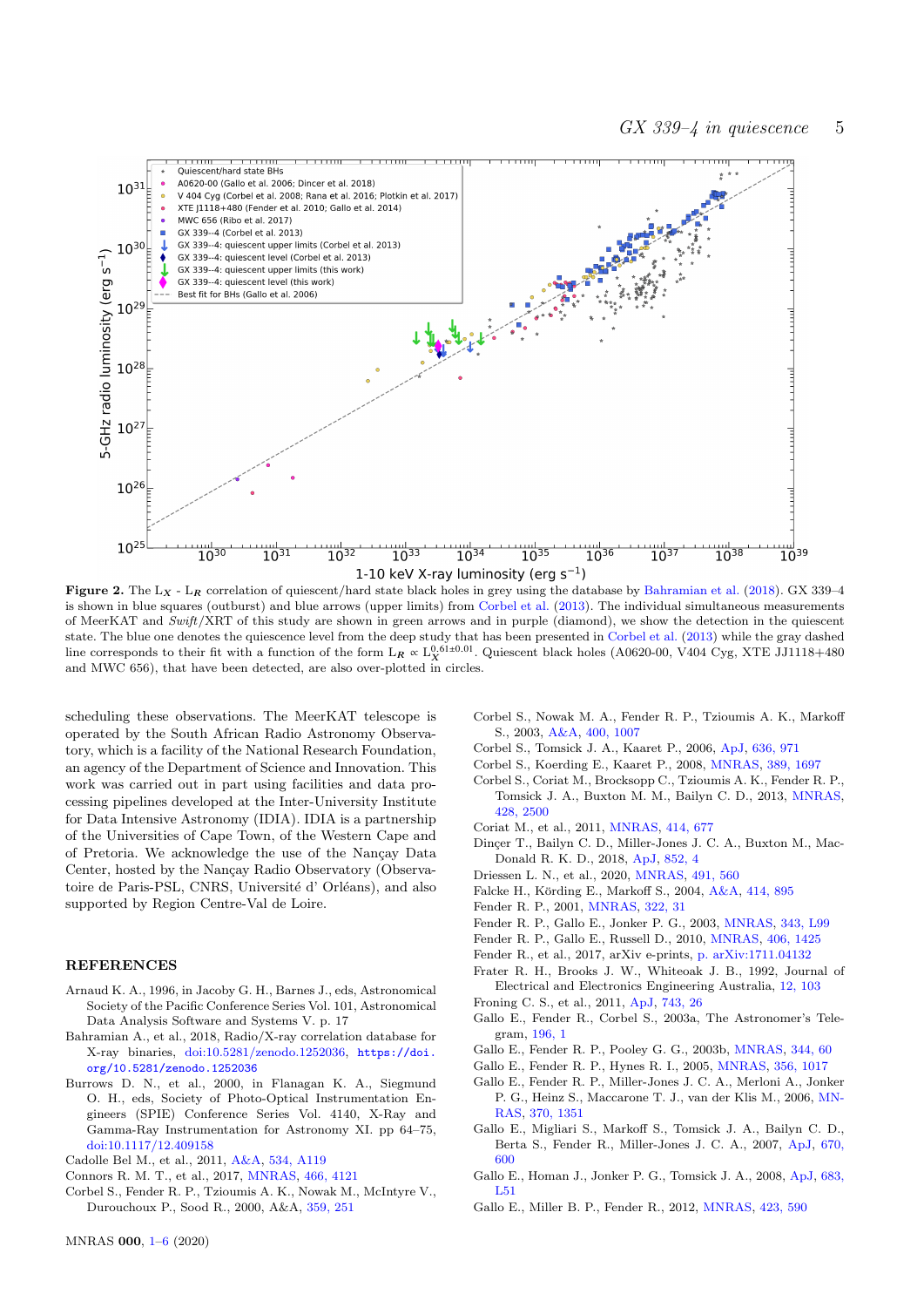**Figure 2.** The $L_X$ - $L_R$ correlation of quiescent/hard state black holes in grey using the database by Bahramian et al. (2018). GX 339–4 is shown in blue squares (outburst) and blue arrows (upper limits) from Corbel et al. (2013). The individual simultaneous measurements of MeerKAT and *Swift*/XRT of this study are shown in green arrows and in purple (diamond), we show the detection in the quiescent state. The blue one denotes the quiescence level from the deep study that has been presented in Corbel et al. (2013) while the gray dashed line corresponds to their fit with a function of the form $L_R \propto L_X^{0.61\pm0.01}$. Quiescent black holes (A0620-00, V404 Cyg, XTE JJ1118+480 and MWC 656), that have been detected, are also over-plotted in circles.

scheduling these observations. The MeerKAT telescope is operated by the South African Radio Astronomy Observatory, which is a facility of the National Research Foundation, an agency of the Department of Science and Innovation. This work was carried out in part using facilities and data processing pipelines developed at the Inter-University Institute for Data Intensive Astronomy (IDIA). IDIA is a partnership of the Universities of Cape Town, of the Western Cape and of Pretoria. We acknowledge the use of the Nançay Data Center, hosted by the Nançay Radio Observatory (Observatoire de Paris-PSL, CNRS, Université d' Orléans), and also supported by Region Centre-Val de Loire.

## REFERENCES

Arnaud K. A., 1996, in Jacoby G. H., Barnes J., eds, Astronomical Society of the Pacific Conference Series Vol. 101, Astronomical Data Analysis Software and Systems V. p. 17

Bahramian A., et al., 2018, Radio/X-ray correlation database for X-ray binaries, doi:10.5281/zenodo.1252036, https://doi.org/10.5281/zenodo.1252036

Burrows D. N., et al., 2000, in Flanagan K. A., Siegmund O. H., eds, Society of Photo-Optical Instrumentation Engineers (SPIE) Conference Series Vol. 4140, X-Ray and Gamma-Ray Instrumentation for Astronomy XI. pp 64–75, doi:10.1117/12.409158

Cadolle Bel M., et al., 2011, A&A, 534, A119

Connors R. M. T., et al., 2017, MNRAS, 466, 4121

Corbel S., Fender R. P., Tzioumis A. K., Nowak M., McIntyre V., Durouchoux P., Sood R., 2000, A&A, 359, 251

Corbel S., Nowak M. A., Fender R. P., Tzioumis A. K., Markoff S., 2003, A&A, 400, 1007

Corbel S., Tomsick J. A., Kaaret P., 2006, ApJ, 636, 971

Corbel S., Koerding E., Kaaret P., 2008, MNRAS, 389, 1697

Corbel S., Coriat M., Brocksopp C., Tzioumis A. K., Fender R. P., Tomsick J. A., Buxton M. M., Bailyn C. D., 2013, MNRAS, 428, 2500

Coriat M., et al., 2011, MNRAS, 414, 677

Dinçer T., Bailyn C. D., Miller-Jones J. C. A., Buxton M., MacDonald R. K. D., 2018, ApJ, 852, 4

Driessen L. N., et al., 2020, MNRAS, 491, 560

Falcke H., Körding E., Markoff S., 2004, A&A, 414, 895

Fender R. P., 2001, MNRAS, 322, 31

Fender R. P., Gallo E., Jonker P. G., 2003, MNRAS, 343, L99

Fender R. P., Gallo E., Russell D., 2010, MNRAS, 406, 1425

Fender R., et al., 2017, arXiv e-prints, p. arXiv:1711.04132

Frater R. H., Brooks J. W., Whiteoak J. B., 1992, Journal of Electrical and Electronics Engineering Australia, 12, 103

Froning C. S., et al., 2011, ApJ, 743, 26

Gallo E., Fender R., Corbel S., 2003a, The Astronomer's Telegram, 196, 1

Gallo E., Fender R. P., Pooley G. G., 2003b, MNRAS, 344, 60

Gallo E., Fender R. P., Hynes R. I., 2005, MNRAS, 356, 1017

Gallo E., Fender R. P., Miller-Jones J. C. A., Merloni A., Jonker P. G., Heinz S., Maccarone T. J., van der Klis M., 2006, MNRAS, 370, 1351

Gallo E., Migliari S., Markoff S., Tomsick J. A., Bailyn C. D., Berta S., Fender R., Miller-Jones J. C. A., 2007, ApJ, 670, 600

Gallo E., Homan J., Jonker P. G., Tomsick J. A., 2008, ApJ, 683, L51

Gallo E., Miller B. P., Fender R., 2012, MNRAS, 423, 590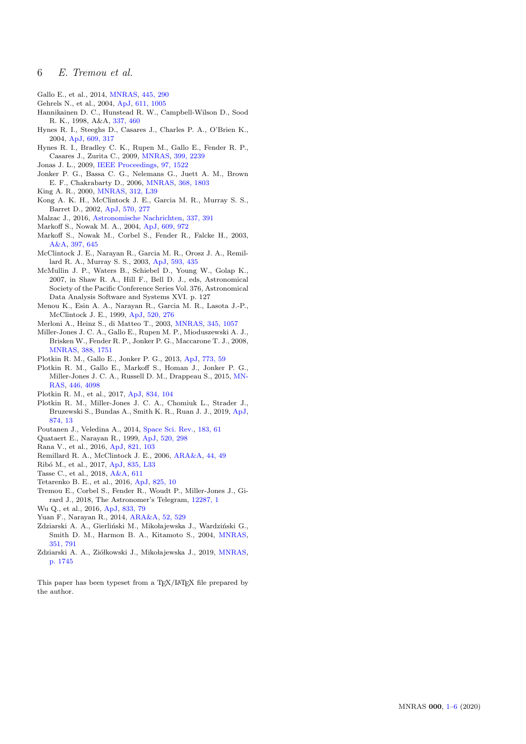Gallo E., et al., 2014, MNRAS, 445, 290

Gehrels N., et al., 2004, ApJ, 611, 1005

Hannikainen D. C., Hunstead R. W., Campbell-Wilson D., Sood R. K., 1998, A&A, 337, 460

Hynes R. I., Steeghs D., Casares J., Charles P. A., O'Brien K., 2004, ApJ, 609, 317

Hynes R. I., Bradley C. K., Rupen M., Gallo E., Fender R. P., Casares J., Zurita C., 2009, MNRAS, 399, 2239

Jonas J. L., 2009, IEEE Proceedings, 97, 1522

Jonker P. G., Bassa C. G., Nelemans G., Juett A. M., Brown E. F., Chakrabarty D., 2006, MNRAS, 368, 1803

King A. R., 2000, MNRAS, 312, L39

Kong A. K. H., McClintock J. E., Garcia M. R., Murray S. S., Barret D., 2002, ApJ, 570, 277

Malzac J., 2016, Astronomische Nachrichten, 337, 391

Markoff S., Nowak M. A., 2004, ApJ, 609, 972

Markoff S., Nowak M., Corbel S., Fender R., Falcke H., 2003, A&A, 397, 645

McClintock J. E., Narayan R., Garcia M. R., Orosz J. A., Remillard R. A., Murray S. S., 2003, ApJ, 593, 435

McMullin J. P., Waters B., Schiebel D., Young W., Golap K., 2007, in Shaw R. A., Hill F., Bell D. J., eds, Astronomical Society of the Pacific Conference Series Vol. 376, Astronomical Data Analysis Software and Systems XVI. p. 127

Menou K., Esin A. A., Narayan R., Garcia M. R., Lasota J.-P., McClintock J. E., 1999, ApJ, 520, 276

Merloni A., Heinz S., di Matteo T., 2003, MNRAS, 345, 1057

Miller-Jones J. C. A., Gallo E., Rupen M. P., Mioduszewski A. J., Brisken W., Fender R. P., Jonker P. G., Maccarone T. J., 2008, MNRAS, 388, 1751

Plotkin R. M., Gallo E., Jonker P. G., 2013, ApJ, 773, 59

Plotkin R. M., Gallo E., Markoff S., Homan J., Jonker P. G., Miller-Jones J. C. A., Russell D. M., Drappeau S., 2015, MNRAS, 446, 4098

Plotkin R. M., et al., 2017, ApJ, 834, 104

Plotkin R. M., Miller-Jones J. C. A., Chomiuk L., Strader J., Bruzewski S., Bundas A., Smith K. R., Ruan J. J., 2019, ApJ, 874, 13

Poutanen J., Veledina A., 2014, Space Sci. Rev., 183, 61

Quataert E., Narayan R., 1999, ApJ, 520, 298

Rana V., et al., 2016, ApJ, 821, 103

Remillard R. A., McClintock J. E., 2006, ARA&A, 44, 49

Ribó M., et al., 2017, ApJ, 835, L33

Tasse C., et al., 2018, A&A, 611

Tetarenko B. E., et al., 2016, ApJ, 825, 10

Tremou E., Corbel S., Fender R., Woudt P., Miller-Jones J., Girard J., 2018, The Astronomer's Telegram, 12287, 1

Wu Q., et al., 2016, ApJ, 833, 79

Yuan F., Narayan R., 2014, ARA&A, 52, 529

Zdziarski A. A., Gierliński M., Mikołajewska J., Wardziński G., Smith D. M., Harmon B. A., Kitamoto S., 2004, MNRAS, 351, 791

Zdziarski A. A., Ziółkowski J., Mikołajewska J., 2019, MNRAS, p. 1745

This paper has been typeset from a TEX/LATEX file prepared by the author.